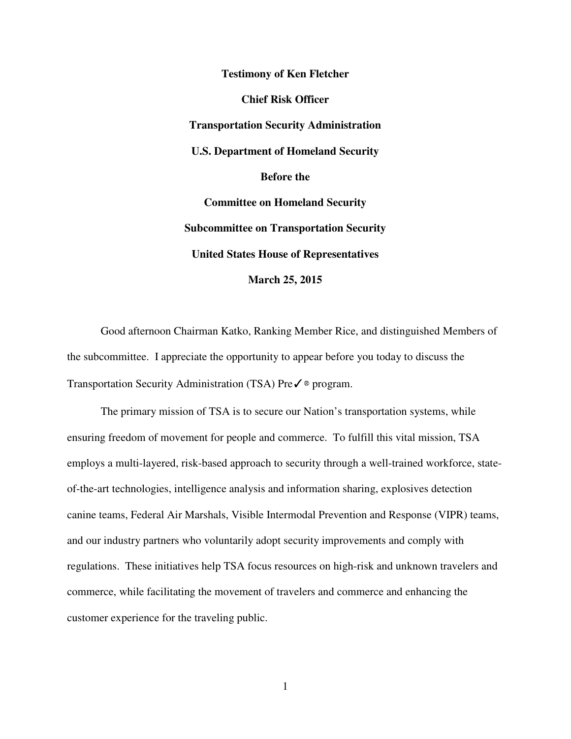**Testimony of Ken Fletcher**

**Chief Risk Officer**

**Transportation Security Administration**

**U.S. Department of Homeland Security**

**Before the**

**Committee on Homeland Security**

**Subcommittee on Transportation Security**

**United States House of Representatives**

**March 25, 2015**

Good afternoon Chairman Katko, Ranking Member Rice, and distinguished Members of the subcommittee. I appreciate the opportunity to appear before you today to discuss the Transportation Security Administration (TSA) Pre✓® program.

The primary mission of TSA is to secure our Nation's transportation systems, while ensuring freedom of movement for people and commerce. To fulfill this vital mission, TSA employs a multi-layered, risk-based approach to security through a well-trained workforce, state-of-the-art technologies, intelligence analysis and information sharing, explosives detection canine teams, Federal Air Marshals, Visible Intermodal Prevention and Response (VIPR) teams, and our industry partners who voluntarily adopt security improvements and comply with regulations. These initiatives help TSA focus resources on high-risk and unknown travelers and commerce, while facilitating the movement of travelers and commerce and enhancing the customer experience for the traveling public.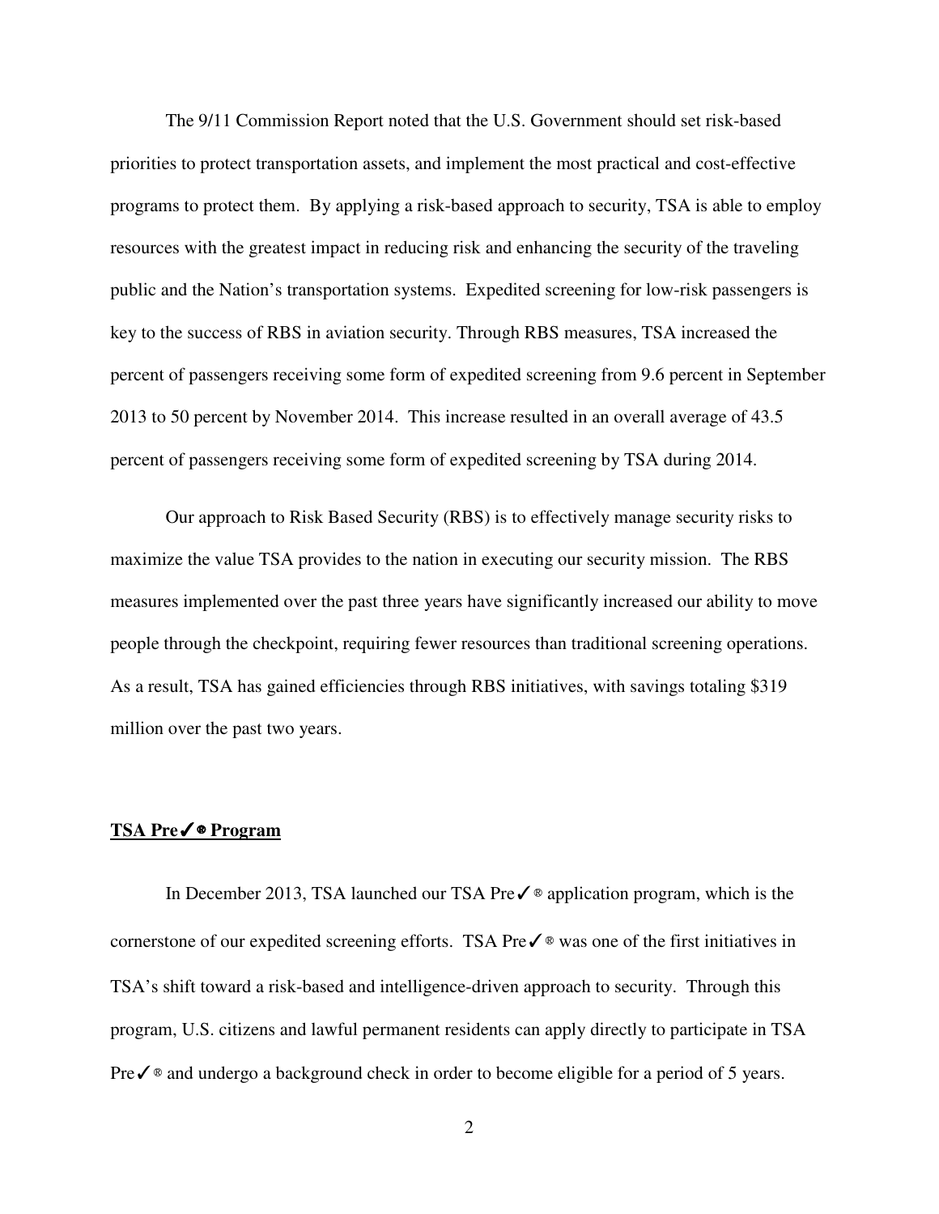The 9/11 Commission Report noted that the U.S. Government should set risk-based priorities to protect transportation assets, and implement the most practical and cost-effective programs to protect them. By applying a risk-based approach to security, TSA is able to employ resources with the greatest impact in reducing risk and enhancing the security of the traveling public and the Nation's transportation systems. Expedited screening for low-risk passengers is key to the success of RBS in aviation security. Through RBS measures, TSA increased the percent of passengers receiving some form of expedited screening from 9.6 percent in September 2013 to 50 percent by November 2014. This increase resulted in an overall average of 43.5 percent of passengers receiving some form of expedited screening by TSA during 2014.

Our approach to Risk Based Security (RBS) is to effectively manage security risks to maximize the value TSA provides to the nation in executing our security mission. The RBS measures implemented over the past three years have significantly increased our ability to move people through the checkpoint, requiring fewer resources than traditional screening operations. As a result, TSA has gained efficiencies through RBS initiatives, with savings totaling $319 million over the past two years.

**TSA Pre✓® Program**

In December 2013, TSA launched our TSA Pre✓® application program, which is the cornerstone of our expedited screening efforts. TSA Pre✓® was one of the first initiatives in TSA's shift toward a risk-based and intelligence-driven approach to security. Through this program, U.S. citizens and lawful permanent residents can apply directly to participate in TSA Pre✓® and undergo a background check in order to become eligible for a period of 5 years.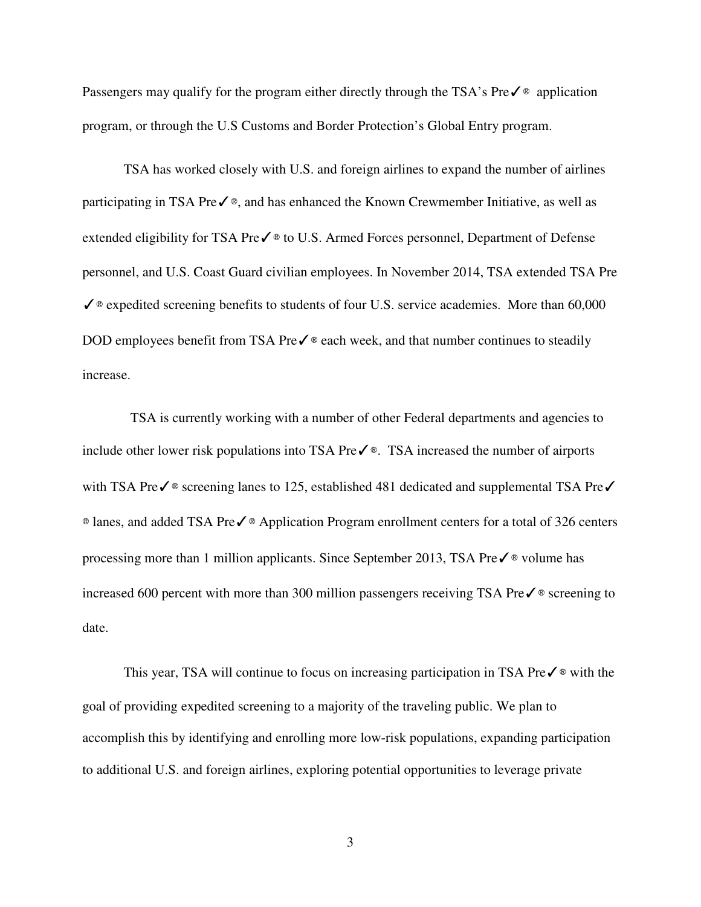Passengers may qualify for the program either directly through the TSA's Pre✓® application program, or through the U.S Customs and Border Protection's Global Entry program.

TSA has worked closely with U.S. and foreign airlines to expand the number of airlines participating in TSA Pre✓®, and has enhanced the Known Crewmember Initiative, as well as extended eligibility for TSA Pre✓® to U.S. Armed Forces personnel, Department of Defense personnel, and U.S. Coast Guard civilian employees. In November 2014, TSA extended TSA Pre✓® expedited screening benefits to students of four U.S. service academies. More than 60,000 DOD employees benefit from TSA Pre✓® each week, and that number continues to steadily increase.

TSA is currently working with a number of other Federal departments and agencies to include other lower risk populations into TSA Pre✓®. TSA increased the number of airports with TSA Pre✓® screening lanes to 125, established 481 dedicated and supplemental TSA Pre✓® lanes, and added TSA Pre✓® Application Program enrollment centers for a total of 326 centers processing more than 1 million applicants. Since September 2013, TSA Pre✓® volume has increased 600 percent with more than 300 million passengers receiving TSA Pre✓® screening to date.

This year, TSA will continue to focus on increasing participation in TSA Pre✓® with the goal of providing expedited screening to a majority of the traveling public. We plan to accomplish this by identifying and enrolling more low-risk populations, expanding participation to additional U.S. and foreign airlines, exploring potential opportunities to leverage private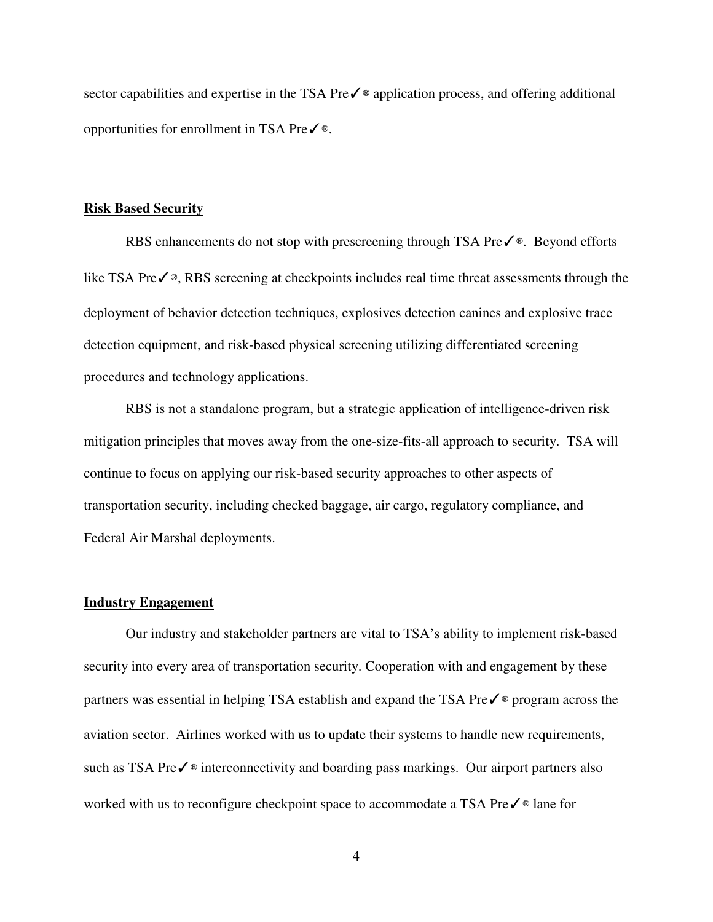sector capabilities and expertise in the TSA Pre✓® application process, and offering additional opportunities for enrollment in TSA Pre✓®.

## **Risk Based Security**

RBS enhancements do not stop with prescreening through TSA Pre✓®. Beyond efforts like TSA Pre✓®, RBS screening at checkpoints includes real time threat assessments through the deployment of behavior detection techniques, explosives detection canines and explosive trace detection equipment, and risk-based physical screening utilizing differentiated screening procedures and technology applications.

RBS is not a standalone program, but a strategic application of intelligence-driven risk mitigation principles that moves away from the one-size-fits-all approach to security. TSA will continue to focus on applying our risk-based security approaches to other aspects of transportation security, including checked baggage, air cargo, regulatory compliance, and Federal Air Marshal deployments.

## **Industry Engagement**

Our industry and stakeholder partners are vital to TSA's ability to implement risk-based security into every area of transportation security. Cooperation with and engagement by these partners was essential in helping TSA establish and expand the TSA Pre✓® program across the aviation sector. Airlines worked with us to update their systems to handle new requirements, such as TSA Pre✓® interconnectivity and boarding pass markings. Our airport partners also worked with us to reconfigure checkpoint space to accommodate a TSA Pre✓® lane for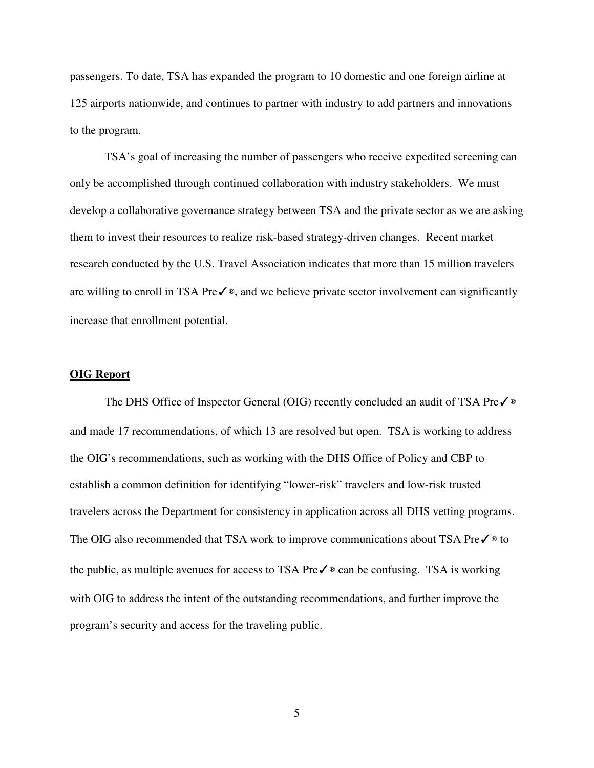passengers. To date, TSA has expanded the program to 10 domestic and one foreign airline at 125 airports nationwide, and continues to partner with industry to add partners and innovations to the program.

TSA's goal of increasing the number of passengers who receive expedited screening can only be accomplished through continued collaboration with industry stakeholders. We must develop a collaborative governance strategy between TSA and the private sector as we are asking them to invest their resources to realize risk-based strategy-driven changes. Recent market research conducted by the U.S. Travel Association indicates that more than 15 million travelers are willing to enroll in TSA Pre✓®, and we believe private sector involvement can significantly increase that enrollment potential.

**OIG Report**

The DHS Office of Inspector General (OIG) recently concluded an audit of TSA Pre✓® and made 17 recommendations, of which 13 are resolved but open. TSA is working to address the OIG's recommendations, such as working with the DHS Office of Policy and CBP to establish a common definition for identifying "lower-risk" travelers and low-risk trusted travelers across the Department for consistency in application across all DHS vetting programs. The OIG also recommended that TSA work to improve communications about TSA Pre✓® to the public, as multiple avenues for access to TSA Pre✓® can be confusing. TSA is working with OIG to address the intent of the outstanding recommendations, and further improve the program's security and access for the traveling public.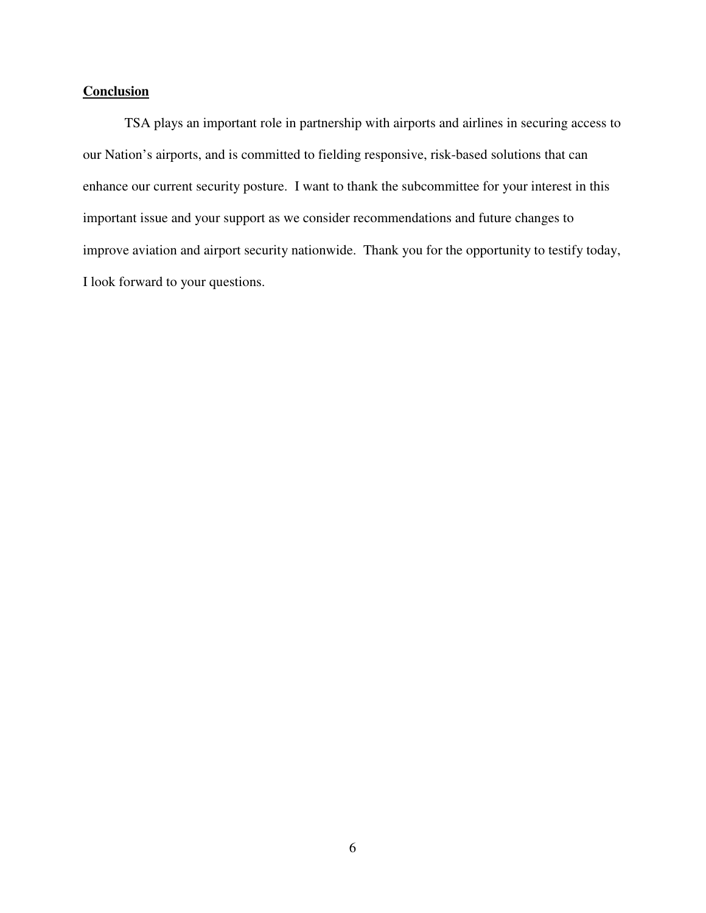## Conclusion

TSA plays an important role in partnership with airports and airlines in securing access to our Nation's airports, and is committed to fielding responsive, risk-based solutions that can enhance our current security posture. I want to thank the subcommittee for your interest in this important issue and your support as we consider recommendations and future changes to improve aviation and airport security nationwide. Thank you for the opportunity to testify today, I look forward to your questions.